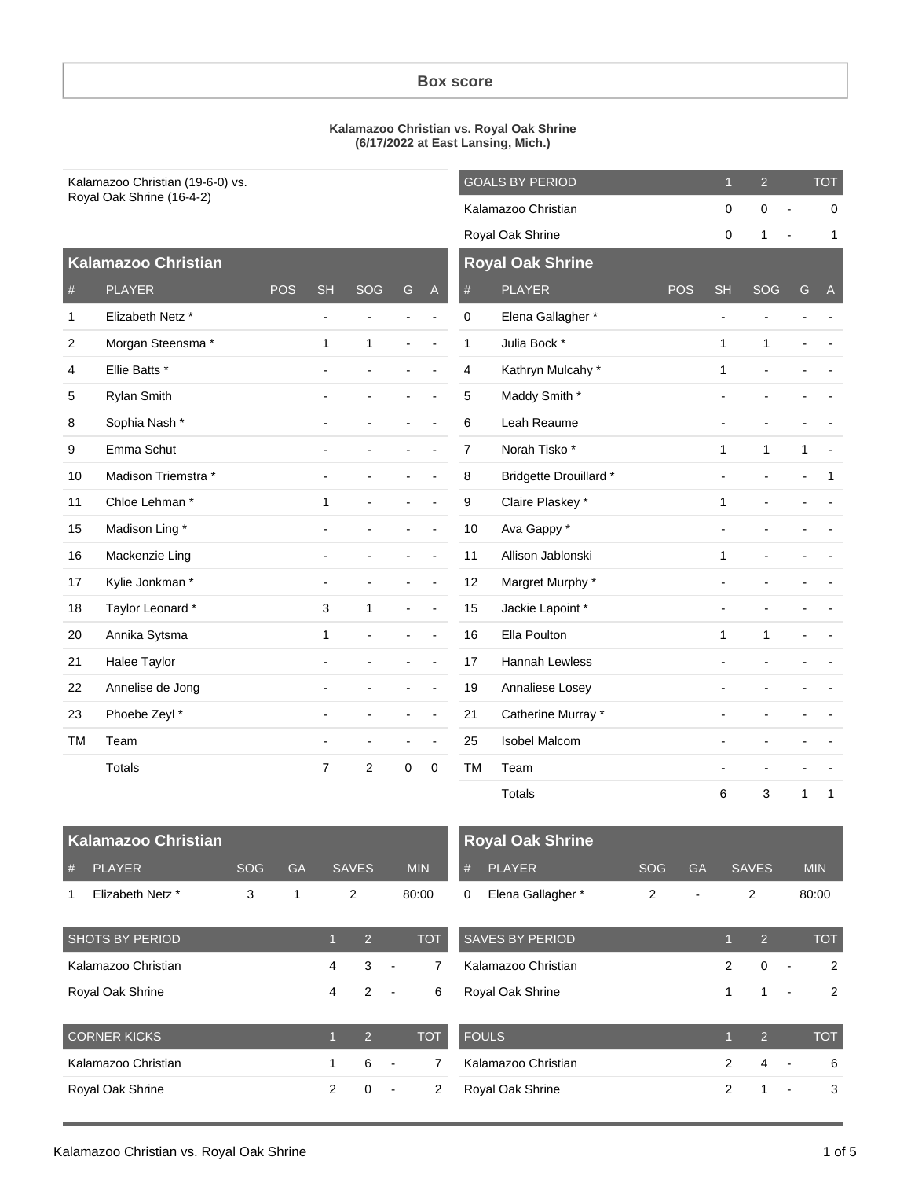# Box score

**Kalamazoo Christian vs. Royal Oak Shrine**
**(6/17/2022 at East Lansing, Mich.)**

Kalamazoo Christian (19-6-0) vs.
Royal Oak Shrine (16-4-2)

| GOALS BY PERIOD | 1 | 2 | | TOT |
|---|---|---|---|---|
| Kalamazoo Christian | 0 | 0 | - | 0 |
| Royal Oak Shrine | 0 | 1 | - | 1 |

## Kalamazoo Christian

| # | PLAYER | POS | SH | SOG | G | A |
|---|---|---|---|---|---|---|
| 1 | Elizabeth Netz * | | - | - | - | - |
| 2 | Morgan Steensma * | | 1 | 1 | - | - |
| 4 | Ellie Batts * | | - | - | - | - |
| 5 | Rylan Smith | | - | - | - | - |
| 8 | Sophia Nash * | | - | - | - | - |
| 9 | Emma Schut | | - | - | - | - |
| 10 | Madison Triemstra * | | - | - | - | - |
| 11 | Chloe Lehman * | | 1 | - | - | - |
| 15 | Madison Ling * | | - | - | - | - |
| 16 | Mackenzie Ling | | - | - | - | - |
| 17 | Kylie Jonkman * | | - | - | - | - |
| 18 | Taylor Leonard * | | 3 | 1 | - | - |
| 20 | Annika Sytsma | | 1 | - | - | - |
| 21 | Halee Taylor | | - | - | - | - |
| 22 | Annelise de Jong | | - | - | - | - |
| 23 | Phoebe Zeyl * | | - | - | - | - |
| TM | Team | | - | - | - | - |
| | Totals | | 7 | 2 | 0 | 0 |

## Royal Oak Shrine

| # | PLAYER | POS | SH | SOG | G | A |
|---|---|---|---|---|---|---|
| 0 | Elena Gallagher * | | - | - | - | - |
| 1 | Julia Bock * | | 1 | 1 | - | - |
| 4 | Kathryn Mulcahy * | | 1 | - | - | - |
| 5 | Maddy Smith * | | - | - | - | - |
| 6 | Leah Reaume | | - | - | - | - |
| 7 | Norah Tisko * | | 1 | 1 | 1 | - |
| 8 | Bridgette Drouillard * | | - | - | - | 1 |
| 9 | Claire Plaskey * | | 1 | - | - | - |
| 10 | Ava Gappy * | | - | - | - | - |
| 11 | Allison Jablonski | | 1 | - | - | - |
| 12 | Margret Murphy * | | - | - | - | - |
| 15 | Jackie Lapoint * | | - | - | - | - |
| 16 | Ella Poulton | | 1 | 1 | - | - |
| 17 | Hannah Lewless | | - | - | - | - |
| 19 | Annaliese Losey | | - | - | - | - |
| 21 | Catherine Murray * | | - | - | - | - |
| 25 | Isobel Malcom | | - | - | - | - |
| TM | Team | | - | - | - | - |
| | Totals | | 6 | 3 | 1 | 1 |

## Kalamazoo Christian

| # | PLAYER | SOG | GA | SAVES | MIN |
|---|---|---|---|---|---|
| 1 | Elizabeth Netz * | 3 | 1 | 2 | 80:00 |

## Royal Oak Shrine

| # | PLAYER | SOG | GA | SAVES | MIN |
|---|---|---|---|---|---|
| 0 | Elena Gallagher * | 2 | - | 2 | 80:00 |

| SHOTS BY PERIOD | 1 | 2 | | TOT |
|---|---|---|---|---|
| Kalamazoo Christian | 4 | 3 | - | 7 |
| Royal Oak Shrine | 4 | 2 | - | 6 |

| SAVES BY PERIOD | 1 | 2 | | TOT |
|---|---|---|---|---|
| Kalamazoo Christian | 2 | 0 | - | 2 |
| Royal Oak Shrine | 1 | 1 | - | 2 |

| CORNER KICKS | 1 | 2 | | TOT |
|---|---|---|---|---|
| Kalamazoo Christian | 1 | 6 | - | 7 |
| Royal Oak Shrine | 2 | 0 | - | 2 |

| FOULS | 1 | 2 | | TOT |
|---|---|---|---|---|
| Kalamazoo Christian | 2 | 4 | - | 6 |
| Royal Oak Shrine | 2 | 1 | - | 3 |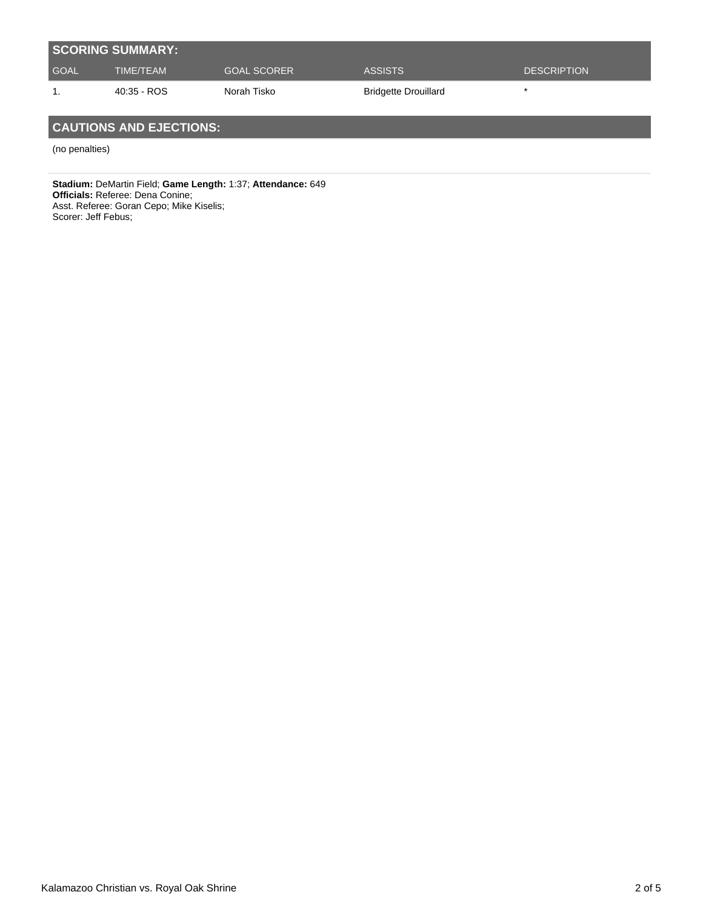## SCORING SUMMARY:

| GOAL | TIME/TEAM | GOAL SCORER | ASSISTS | DESCRIPTION |
| --- | --- | --- | --- | --- |
| 1. | 40:35 - ROS | Norah Tisko | Bridgette Drouillard | * |

## CAUTIONS AND EJECTIONS:

(no penalties)

**Stadium:** DeMartin Field; **Game Length:** 1:37; **Attendance:** 649
**Officials:** Referee: Dena Conine;
Asst. Referee: Goran Cepo; Mike Kiselis;
Scorer: Jeff Febus;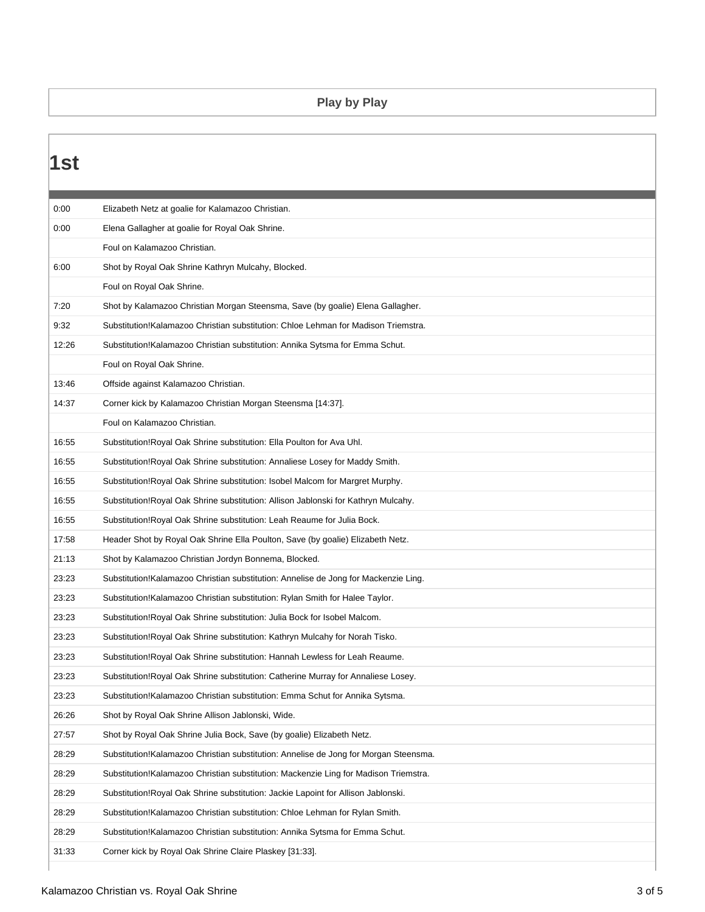## Play by Play

# 1st

| | |
|---|---|
| 0:00 | Elizabeth Netz at goalie for Kalamazoo Christian. |
| 0:00 | Elena Gallagher at goalie for Royal Oak Shrine. |
| | Foul on Kalamazoo Christian. |
| 6:00 | Shot by Royal Oak Shrine Kathryn Mulcahy, Blocked. |
| | Foul on Royal Oak Shrine. |
| 7:20 | Shot by Kalamazoo Christian Morgan Steensma, Save (by goalie) Elena Gallagher. |
| 9:32 | Substitution!Kalamazoo Christian substitution: Chloe Lehman for Madison Triemstra. |
| 12:26 | Substitution!Kalamazoo Christian substitution: Annika Sytsma for Emma Schut. |
| | Foul on Royal Oak Shrine. |
| 13:46 | Offside against Kalamazoo Christian. |
| 14:37 | Corner kick by Kalamazoo Christian Morgan Steensma [14:37]. |
| | Foul on Kalamazoo Christian. |
| 16:55 | Substitution!Royal Oak Shrine substitution: Ella Poulton for Ava Uhl. |
| 16:55 | Substitution!Royal Oak Shrine substitution: Annaliese Losey for Maddy Smith. |
| 16:55 | Substitution!Royal Oak Shrine substitution: Isobel Malcom for Margret Murphy. |
| 16:55 | Substitution!Royal Oak Shrine substitution: Allison Jablonski for Kathryn Mulcahy. |
| 16:55 | Substitution!Royal Oak Shrine substitution: Leah Reaume for Julia Bock. |
| 17:58 | Header Shot by Royal Oak Shrine Ella Poulton, Save (by goalie) Elizabeth Netz. |
| 21:13 | Shot by Kalamazoo Christian Jordyn Bonnema, Blocked. |
| 23:23 | Substitution!Kalamazoo Christian substitution: Annelise de Jong for Mackenzie Ling. |
| 23:23 | Substitution!Kalamazoo Christian substitution: Rylan Smith for Halee Taylor. |
| 23:23 | Substitution!Royal Oak Shrine substitution: Julia Bock for Isobel Malcom. |
| 23:23 | Substitution!Royal Oak Shrine substitution: Kathryn Mulcahy for Norah Tisko. |
| 23:23 | Substitution!Royal Oak Shrine substitution: Hannah Lewless for Leah Reaume. |
| 23:23 | Substitution!Royal Oak Shrine substitution: Catherine Murray for Annaliese Losey. |
| 23:23 | Substitution!Kalamazoo Christian substitution: Emma Schut for Annika Sytsma. |
| 26:26 | Shot by Royal Oak Shrine Allison Jablonski, Wide. |
| 27:57 | Shot by Royal Oak Shrine Julia Bock, Save (by goalie) Elizabeth Netz. |
| 28:29 | Substitution!Kalamazoo Christian substitution: Annelise de Jong for Morgan Steensma. |
| 28:29 | Substitution!Kalamazoo Christian substitution: Mackenzie Ling for Madison Triemstra. |
| 28:29 | Substitution!Royal Oak Shrine substitution: Jackie Lapoint for Allison Jablonski. |
| 28:29 | Substitution!Kalamazoo Christian substitution: Chloe Lehman for Rylan Smith. |
| 28:29 | Substitution!Kalamazoo Christian substitution: Annika Sytsma for Emma Schut. |
| 31:33 | Corner kick by Royal Oak Shrine Claire Plaskey [31:33]. |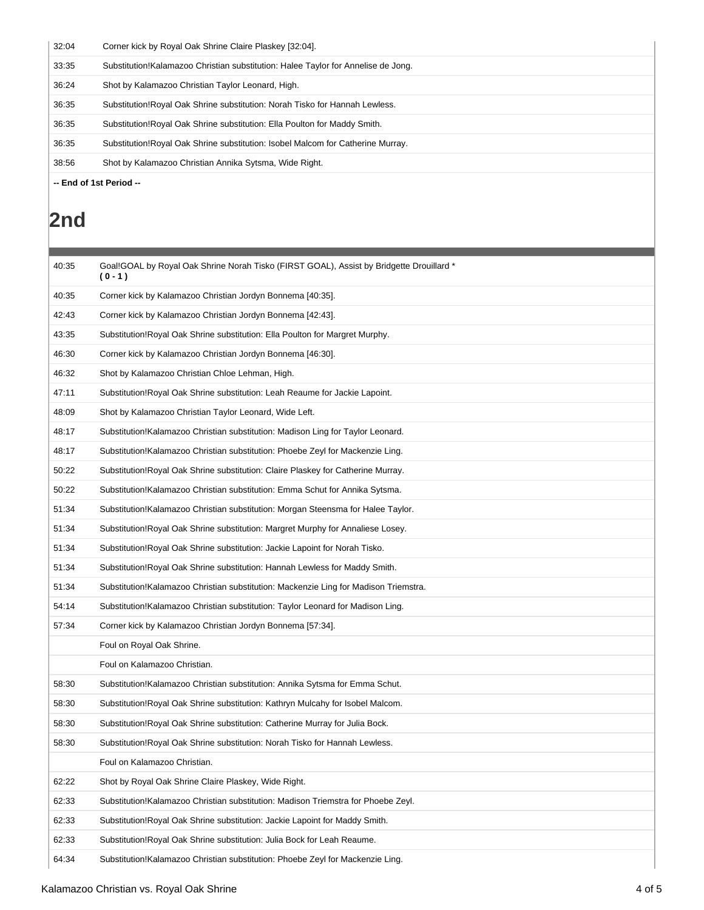| | |
|---|---|
| 32:04 | Corner kick by Royal Oak Shrine Claire Plaskey [32:04]. |
| 33:35 | Substitution!Kalamazoo Christian substitution: Halee Taylor for Annelise de Jong. |
| 36:24 | Shot by Kalamazoo Christian Taylor Leonard, High. |
| 36:35 | Substitution!Royal Oak Shrine substitution: Norah Tisko for Hannah Lewless. |
| 36:35 | Substitution!Royal Oak Shrine substitution: Ella Poulton for Maddy Smith. |
| 36:35 | Substitution!Royal Oak Shrine substitution: Isobel Malcom for Catherine Murray. |
| 38:56 | Shot by Kalamazoo Christian Annika Sytsma, Wide Right. |

**-- End of 1st Period --**

# 2nd

| | |
|---|---|
| 40:35 | Goal!GOAL by Royal Oak Shrine Norah Tisko (FIRST GOAL), Assist by Bridgette Drouillard * **( 0 - 1 )** |
| 40:35 | Corner kick by Kalamazoo Christian Jordyn Bonnema [40:35]. |
| 42:43 | Corner kick by Kalamazoo Christian Jordyn Bonnema [42:43]. |
| 43:35 | Substitution!Royal Oak Shrine substitution: Ella Poulton for Margret Murphy. |
| 46:30 | Corner kick by Kalamazoo Christian Jordyn Bonnema [46:30]. |
| 46:32 | Shot by Kalamazoo Christian Chloe Lehman, High. |
| 47:11 | Substitution!Royal Oak Shrine substitution: Leah Reaume for Jackie Lapoint. |
| 48:09 | Shot by Kalamazoo Christian Taylor Leonard, Wide Left. |
| 48:17 | Substitution!Kalamazoo Christian substitution: Madison Ling for Taylor Leonard. |
| 48:17 | Substitution!Kalamazoo Christian substitution: Phoebe Zeyl for Mackenzie Ling. |
| 50:22 | Substitution!Royal Oak Shrine substitution: Claire Plaskey for Catherine Murray. |
| 50:22 | Substitution!Kalamazoo Christian substitution: Emma Schut for Annika Sytsma. |
| 51:34 | Substitution!Kalamazoo Christian substitution: Morgan Steensma for Halee Taylor. |
| 51:34 | Substitution!Royal Oak Shrine substitution: Margret Murphy for Annaliese Losey. |
| 51:34 | Substitution!Royal Oak Shrine substitution: Jackie Lapoint for Norah Tisko. |
| 51:34 | Substitution!Royal Oak Shrine substitution: Hannah Lewless for Maddy Smith. |
| 51:34 | Substitution!Kalamazoo Christian substitution: Mackenzie Ling for Madison Triemstra. |
| 54:14 | Substitution!Kalamazoo Christian substitution: Taylor Leonard for Madison Ling. |
| 57:34 | Corner kick by Kalamazoo Christian Jordyn Bonnema [57:34]. |
| | Foul on Royal Oak Shrine. |
| | Foul on Kalamazoo Christian. |
| 58:30 | Substitution!Kalamazoo Christian substitution: Annika Sytsma for Emma Schut. |
| 58:30 | Substitution!Royal Oak Shrine substitution: Kathryn Mulcahy for Isobel Malcom. |
| 58:30 | Substitution!Royal Oak Shrine substitution: Catherine Murray for Julia Bock. |
| 58:30 | Substitution!Royal Oak Shrine substitution: Norah Tisko for Hannah Lewless. |
| | Foul on Kalamazoo Christian. |
| 62:22 | Shot by Royal Oak Shrine Claire Plaskey, Wide Right. |
| 62:33 | Substitution!Kalamazoo Christian substitution: Madison Triemstra for Phoebe Zeyl. |
| 62:33 | Substitution!Royal Oak Shrine substitution: Jackie Lapoint for Maddy Smith. |
| 62:33 | Substitution!Royal Oak Shrine substitution: Julia Bock for Leah Reaume. |
| 64:34 | Substitution!Kalamazoo Christian substitution: Phoebe Zeyl for Mackenzie Ling. |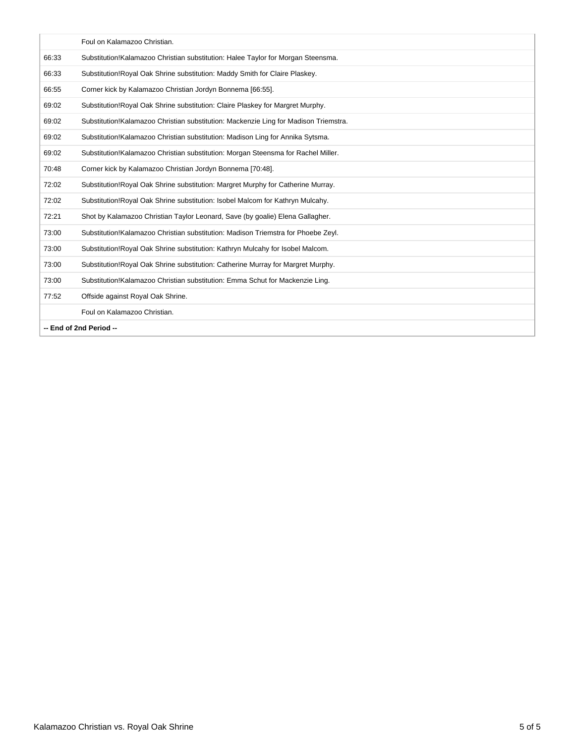| | |
|---|---|
| | Foul on Kalamazoo Christian. |
| 66:33 | Substitution!Kalamazoo Christian substitution: Halee Taylor for Morgan Steensma. |
| 66:33 | Substitution!Royal Oak Shrine substitution: Maddy Smith for Claire Plaskey. |
| 66:55 | Corner kick by Kalamazoo Christian Jordyn Bonnema [66:55]. |
| 69:02 | Substitution!Royal Oak Shrine substitution: Claire Plaskey for Margret Murphy. |
| 69:02 | Substitution!Kalamazoo Christian substitution: Mackenzie Ling for Madison Triemstra. |
| 69:02 | Substitution!Kalamazoo Christian substitution: Madison Ling for Annika Sytsma. |
| 69:02 | Substitution!Kalamazoo Christian substitution: Morgan Steensma for Rachel Miller. |
| 70:48 | Corner kick by Kalamazoo Christian Jordyn Bonnema [70:48]. |
| 72:02 | Substitution!Royal Oak Shrine substitution: Margret Murphy for Catherine Murray. |
| 72:02 | Substitution!Royal Oak Shrine substitution: Isobel Malcom for Kathryn Mulcahy. |
| 72:21 | Shot by Kalamazoo Christian Taylor Leonard, Save (by goalie) Elena Gallagher. |
| 73:00 | Substitution!Kalamazoo Christian substitution: Madison Triemstra for Phoebe Zeyl. |
| 73:00 | Substitution!Royal Oak Shrine substitution: Kathryn Mulcahy for Isobel Malcom. |
| 73:00 | Substitution!Royal Oak Shrine substitution: Catherine Murray for Margret Murphy. |
| 73:00 | Substitution!Kalamazoo Christian substitution: Emma Schut for Mackenzie Ling. |
| 77:52 | Offside against Royal Oak Shrine. |
| | Foul on Kalamazoo Christian. |
| **-- End of 2nd Period --** | |